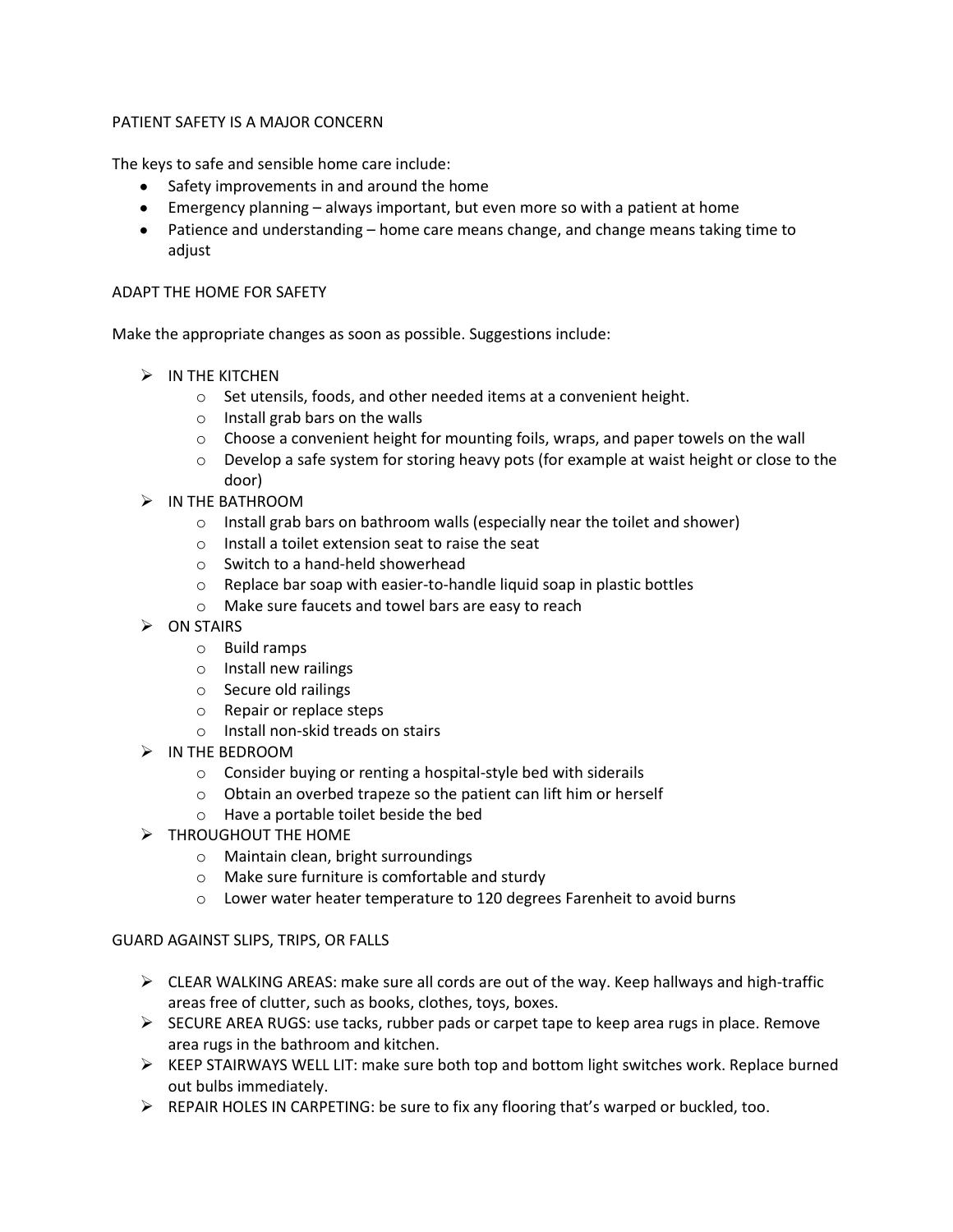## PATIENT SAFETY IS A MAJOR CONCERN

The keys to safe and sensible home care include:

- Safety improvements in and around the home
- Emergency planning – always important, but even more so with a patient at home
- Patience and understanding – home care means change, and change means taking time to adjust

## ADAPT THE HOME FOR SAFETY

Make the appropriate changes as soon as possible. Suggestions include:

- IN THE KITCHEN
  - Set utensils, foods, and other needed items at a convenient height.
  - Install grab bars on the walls
  - Choose a convenient height for mounting foils, wraps, and paper towels on the wall
  - Develop a safe system for storing heavy pots (for example at waist height or close to the door)
- IN THE BATHROOM
  - Install grab bars on bathroom walls (especially near the toilet and shower)
  - Install a toilet extension seat to raise the seat
  - Switch to a hand-held showerhead
  - Replace bar soap with easier-to-handle liquid soap in plastic bottles
  - Make sure faucets and towel bars are easy to reach
- ON STAIRS
  - Build ramps
  - Install new railings
  - Secure old railings
  - Repair or replace steps
  - Install non-skid treads on stairs
- IN THE BEDROOM
  - Consider buying or renting a hospital-style bed with siderails
  - Obtain an overbed trapeze so the patient can lift him or herself
  - Have a portable toilet beside the bed
- THROUGHOUT THE HOME
  - Maintain clean, bright surroundings
  - Make sure furniture is comfortable and sturdy
  - Lower water heater temperature to 120 degrees Farenheit to avoid burns

## GUARD AGAINST SLIPS, TRIPS, OR FALLS

- CLEAR WALKING AREAS: make sure all cords are out of the way. Keep hallways and high-traffic areas free of clutter, such as books, clothes, toys, boxes.
- SECURE AREA RUGS: use tacks, rubber pads or carpet tape to keep area rugs in place. Remove area rugs in the bathroom and kitchen.
- KEEP STAIRWAYS WELL LIT: make sure both top and bottom light switches work. Replace burned out bulbs immediately.
- REPAIR HOLES IN CARPETING: be sure to fix any flooring that's warped or buckled, too.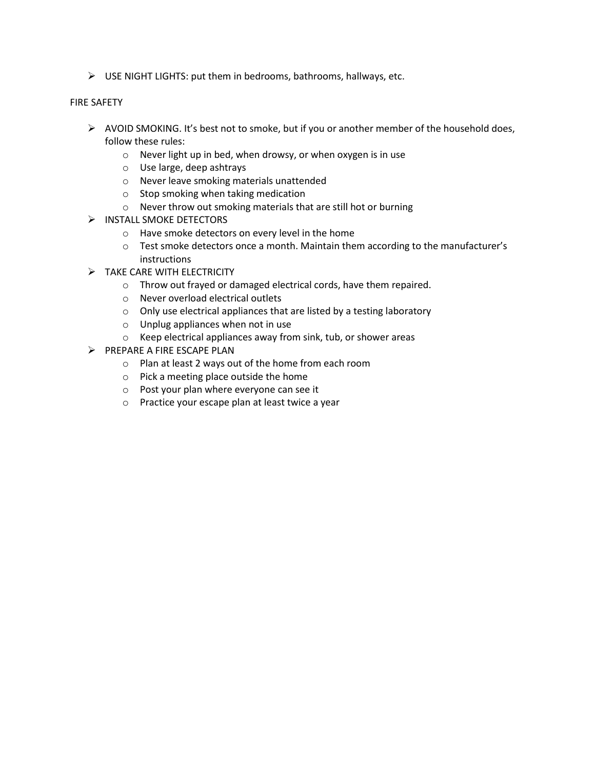- USE NIGHT LIGHTS: put them in bedrooms, bathrooms, hallways, etc.

FIRE SAFETY

- AVOID SMOKING. It's best not to smoke, but if you or another member of the household does, follow these rules:
    - Never light up in bed, when drowsy, or when oxygen is in use
    - Use large, deep ashtrays
    - Never leave smoking materials unattended
    - Stop smoking when taking medication
    - Never throw out smoking materials that are still hot or burning
- INSTALL SMOKE DETECTORS
    - Have smoke detectors on every level in the home
    - Test smoke detectors once a month. Maintain them according to the manufacturer's instructions
- TAKE CARE WITH ELECTRICITY
    - Throw out frayed or damaged electrical cords, have them repaired.
    - Never overload electrical outlets
    - Only use electrical appliances that are listed by a testing laboratory
    - Unplug appliances when not in use
    - Keep electrical appliances away from sink, tub, or shower areas
- PREPARE A FIRE ESCAPE PLAN
    - Plan at least 2 ways out of the home from each room
    - Pick a meeting place outside the home
    - Post your plan where everyone can see it
    - Practice your escape plan at least twice a year